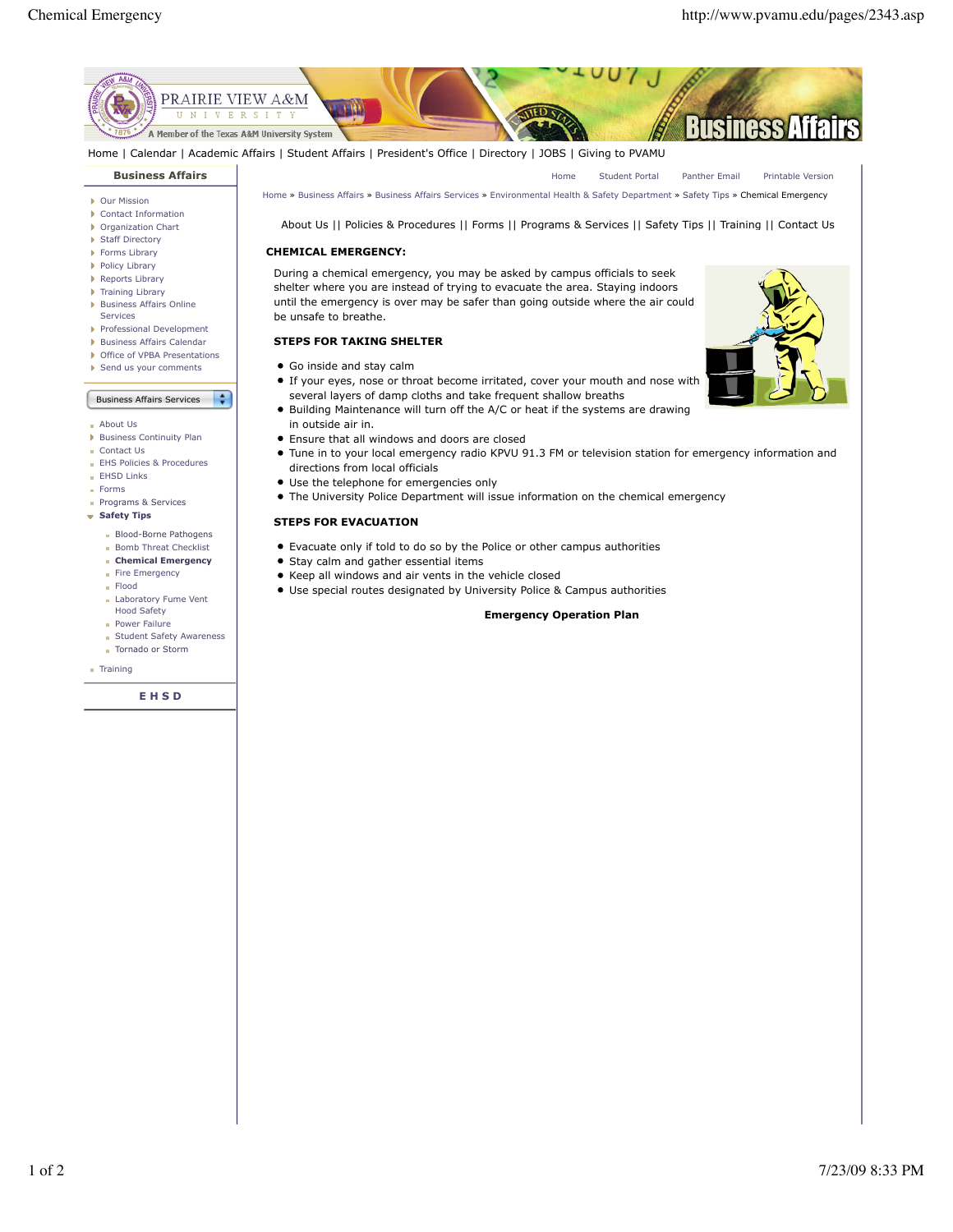Home | Calendar | Academic Affairs | Student Affairs | President's Office | Directory | JOBS | Giving to PVAMU

**Business Affairs**

- Our Mission
- Contact Information
- Organization Chart
- Staff Directory
- Forms Library
- Policy Library
- Reports Library
- Training Library
- Business Affairs Online Services
- Professional Development
- Business Affairs Calendar
- Office of VPBA Presentations
- Send us your comments

Business Affairs Services

- About Us
- Business Continuity Plan
- Contact Us
- EHS Policies & Procedures
- EHSD Links
- Forms
- Programs & Services
- **Safety Tips**
  - Blood-Borne Pathogens
  - Bomb Threat Checklist
  - **Chemical Emergency**
  - Fire Emergency
  - Flood
  - Laboratory Fume Vent Hood Safety
  - Power Failure
  - Student Safety Awareness
  - Tornado or Storm
- Training

**EHSD**

Home   Student Portal   Panther Email   Printable Version

Home » Business Affairs » Business Affairs Services » Environmental Health & Safety Department » Safety Tips » Chemical Emergency

About Us || Policies & Procedures || Forms || Programs & Services || Safety Tips || Training || Contact Us

## CHEMICAL EMERGENCY:

During a chemical emergency, you may be asked by campus officials to seek shelter where you are instead of trying to evacuate the area. Staying indoors until the emergency is over may be safer than going outside where the air could be unsafe to breathe.

### STEPS FOR TAKING SHELTER

- Go inside and stay calm
- If your eyes, nose or throat become irritated, cover your mouth and nose with several layers of damp cloths and take frequent shallow breaths
- Building Maintenance will turn off the A/C or heat if the systems are drawing in outside air in.
- Ensure that all windows and doors are closed
- Tune in to your local emergency radio KPVU 91.3 FM or television station for emergency information and directions from local officials
- Use the telephone for emergencies only
- The University Police Department will issue information on the chemical emergency

### STEPS FOR EVACUATION

- Evacuate only if told to do so by the Police or other campus authorities
- Stay calm and gather essential items
- Keep all windows and air vents in the vehicle closed
- Use special routes designated by University Police & Campus authorities

**Emergency Operation Plan**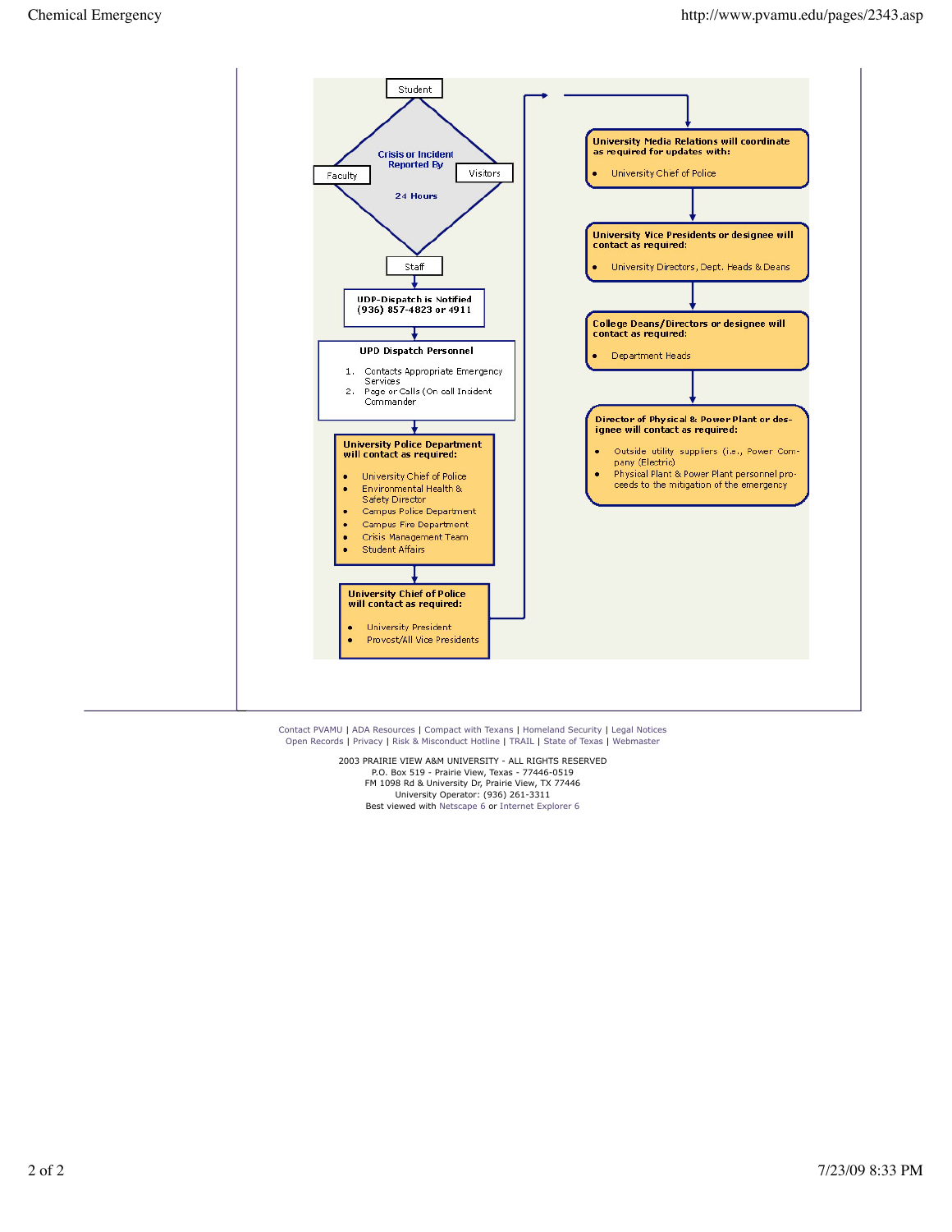Student

Crisis or Incident Reported By

Faculty

Visitors

24 Hours

Staff

UDP-Dispatch is Notified
(936) 857-4823 or 4911

**UPD Dispatch Personnel**

1. Contacts Appropriate Emergency Services
2. Page or Calls (On call Incident Commander

**University Police Department will contact as required:**

- University Chief of Police
- Environmental Health & Safety Director
- Campus Police Department
- Campus Fire Department
- Crisis Management Team
- Student Affairs

**University Chief of Police will contact as required:**

- University President
- Provost/All Vice Presidents

**University Media Relations will coordinate as required for updates with:**

- University Chief of Police

**University Vice Presidents or designee will contact as required:**

- University Directors, Dept. Heads & Deans

**College Deans/Directors or designee will contact as required:**

- Department Heads

**Director of Physical & Power Plant or designee will contact as required:**

- Outside utility suppliers (i.e., Power Company (Electric)
- Physical Plant & Power Plant personnel proceeds to the mitigation of the emergency

Contact PVAMU | ADA Resources | Compact with Texans | Homeland Security | Legal Notices
Open Records | Privacy | Risk & Misconduct Hotline | TRAIL | State of Texas | Webmaster

2003 PRAIRIE VIEW A&M UNIVERSITY - ALL RIGHTS RESERVED
P.O. Box 519 - Prairie View, Texas - 77446-0519
FM 1098 Rd & University Dr, Prairie View, TX 77446
University Operator: (936) 261-3311
Best viewed with Netscape 6 or Internet Explorer 6